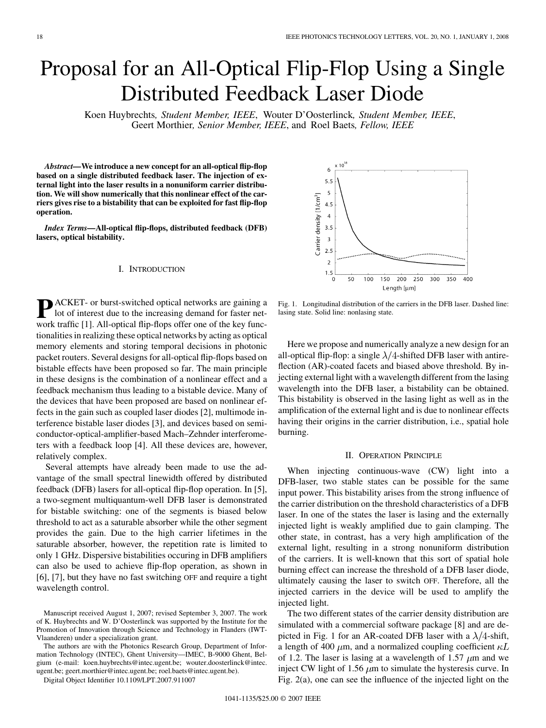# Proposal for an All-Optical Flip-Flop Using a Single Distributed Feedback Laser Diode

Koen Huybrechts, *Student Member, IEEE*, Wouter D'Oosterlinck, *Student Member, IEEE*, Geert Morthier, *Senior Member, IEEE*, and Roel Baets, *Fellow, IEEE*

***Abstract*—We introduce a new concept for an all-optical flip-flop based on a single distributed feedback laser. The injection of external light into the laser results in a nonuniform carrier distribution. We will show numerically that this nonlinear effect of the carriers gives rise to a bistability that can be exploited for fast flip-flop operation.**

***Index Terms*—All-optical flip-flops, distributed feedback (DFB) lasers, optical bistability.**

## I. Introduction

Packet- or burst-switched optical networks are gaining a lot of interest due to the increasing demand for faster network traffic [1]. All-optical flip-flops offer one of the key functionalities in realizing these optical networks by acting as optical memory elements and storing temporal decisions in photonic packet routers. Several designs for all-optical flip-flops based on bistable effects have been proposed so far. The main principle in these designs is the combination of a nonlinear effect and a feedback mechanism thus leading to a bistable device. Many of the devices that have been proposed are based on nonlinear effects in the gain such as coupled laser diodes [2], multimode interference bistable laser diodes [3], and devices based on semiconductor-optical-amplifier-based Mach–Zehnder interferometers with a feedback loop [4]. All these devices are, however, relatively complex.

Several attempts have already been made to use the advantage of the small spectral linewidth offered by distributed feedback (DFB) lasers for all-optical flip-flop operation. In [5], a two-segment multiquantum-well DFB laser is demonstrated for bistable switching: one of the segments is biased below threshold to act as a saturable absorber while the other segment provides the gain. Due to the high carrier lifetimes in the saturable absorber, however, the repetition rate is limited to only 1 GHz. Dispersive bistabilities occuring in DFB amplifiers can also be used to achieve flip-flop operation, as shown in [6], [7], but they have no fast switching OFF and require a tight wavelength control.

Manuscript received August 1, 2007; revised September 3, 2007. The work of K. Huybrechts and W. D'Oosterlinck was supported by the Institute for the Promotion of Innovation through Science and Technology in Flanders (IWT-Vlaanderen) under a specialization grant.

The authors are with the Photonics Research Group, Department of Information Technology (INTEC), Ghent University—IMEC, B-9000 Ghent, Belgium (e-mail: koen.huybrechts@intec.ugent.be; wouter.doosterlinck@intec.ugent.be; geert.morthier@intec.ugent.be; roel.baets@intec.ugent.be).

Digital Object Identifier 10.1109/LPT.2007.911007

Fig. 1. Longitudinal distribution of the carriers in the DFB laser. Dashed line: lasing state. Solid line: nonlasing state.

Here we propose and numerically analyze a new design for an all-optical flip-flop: a single $\lambda/4$-shifted DFB laser with antireflection (AR)-coated facets and biased above threshold. By injecting external light with a wavelength different from the lasing wavelength into the DFB laser, a bistability can be obtained. This bistability is observed in the lasing light as well as in the amplification of the external light and is due to nonlinear effects having their origins in the carrier distribution, i.e., spatial hole burning.

## II. Operation Principle

When injecting continuous-wave (CW) light into a DFB-laser, two stable states can be possible for the same input power. This bistability arises from the strong influence of the carrier distribution on the threshold characteristics of a DFB laser. In one of the states the laser is lasing and the externally injected light is weakly amplified due to gain clamping. The other state, in contrast, has a very high amplification of the external light, resulting in a strong nonuniform distribution of the carriers. It is well-known that this sort of spatial hole burning effect can increase the threshold of a DFB laser diode, ultimately causing the laser to switch OFF. Therefore, all the injected carriers in the device will be used to amplify the injected light.

The two different states of the carrier density distribution are simulated with a commercial software package [8] and are depicted in Fig. 1 for an AR-coated DFB laser with a $\lambda/4$-shift, a length of 400 $\mu$m, and a normalized coupling coefficient $\kappa L$ of 1.2. The laser is lasing at a wavelength of 1.57 $\mu$m and we inject CW light of 1.56 $\mu$m to simulate the hysteresis curve. In Fig. 2(a), one can see the influence of the injected light on the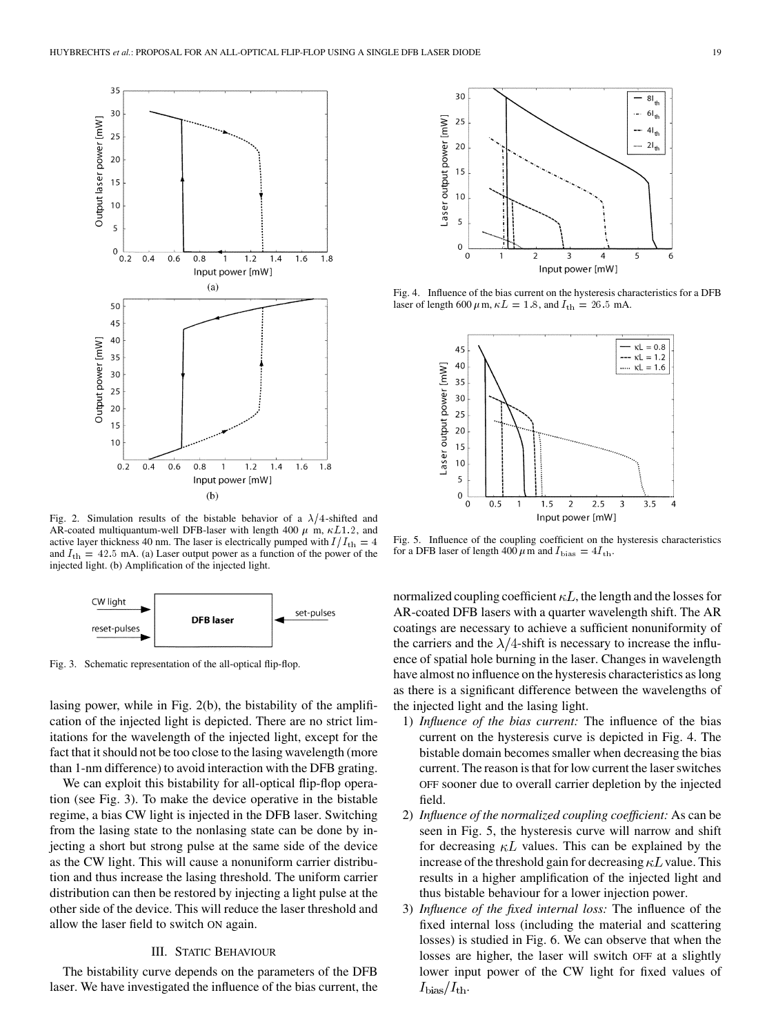Fig. 2. Simulation results of the bistable behavior of a $\lambda/4$-shifted and AR-coated multiquantum-well DFB-laser with length 400 $\mu$ m, $\kappa L1.2$, and active layer thickness 40 nm. The laser is electrically pumped with $I/I_{\rm th} = 4$ and $I_{\rm th} = 42.5$ mA. (a) Laser output power as a function of the power of the injected light. (b) Amplification of the injected light.

Fig. 3. Schematic representation of the all-optical flip-flop.

lasing power, while in Fig. 2(b), the bistability of the amplification of the injected light is depicted. There are no strict limitations for the wavelength of the injected light, except for the fact that it should not be too close to the lasing wavelength (more than 1-nm difference) to avoid interaction with the DFB grating.

We can exploit this bistability for all-optical flip-flop operation (see Fig. 3). To make the device operative in the bistable regime, a bias CW light is injected in the DFB laser. Switching from the lasing state to the nonlasing state can be done by injecting a short but strong pulse at the same side of the device as the CW light. This will cause a nonuniform carrier distribution and thus increase the lasing threshold. The uniform carrier distribution can then be restored by injecting a light pulse at the other side of the device. This will reduce the laser threshold and allow the laser field to switch ON again.

## III. Static Behaviour

The bistability curve depends on the parameters of the DFB laser. We have investigated the influence of the bias current, the normalized coupling coefficient $\kappa L$, the length and the losses for AR-coated DFB lasers with a quarter wavelength shift. The AR coatings are necessary to achieve a sufficient nonuniformity of the carriers and the $\lambda/4$-shift is necessary to increase the influence of spatial hole burning in the laser. Changes in wavelength have almost no influence on the hysteresis characteristics as long as there is a significant difference between the wavelengths of the injected light and the lasing light.

1) *Influence of the bias current:* The influence of the bias current on the hysteresis curve is depicted in Fig. 4. The bistable domain becomes smaller when decreasing the bias current. The reason is that for low current the laser switches OFF sooner due to overall carrier depletion by the injected field.
2) *Influence of the normalized coupling coefficient:* As can be seen in Fig. 5, the hysteresis curve will narrow and shift for decreasing $\kappa L$ values. This can be explained by the increase of the threshold gain for decreasing $\kappa L$ value. This results in a higher amplification of the injected light and thus bistable behaviour for a lower injection power.
3) *Influence of the fixed internal loss:* The influence of the fixed internal loss (including the material and scattering losses) is studied in Fig. 6. We can observe that when the losses are higher, the laser will switch OFF at a slightly lower input power of the CW light for fixed values of $I_{\rm bias}/I_{\rm th}$.

Fig. 4. Influence of the bias current on the hysteresis characteristics for a DFB laser of length 600 $\mu$m, $\kappa L = 1.8$, and $I_{\rm th} = 26.5$ mA.

Fig. 5. Influence of the coupling coefficient on the hysteresis characteristics for a DFB laser of length 400 $\mu$m and $I_{\rm bias} = 4I_{\rm th}$.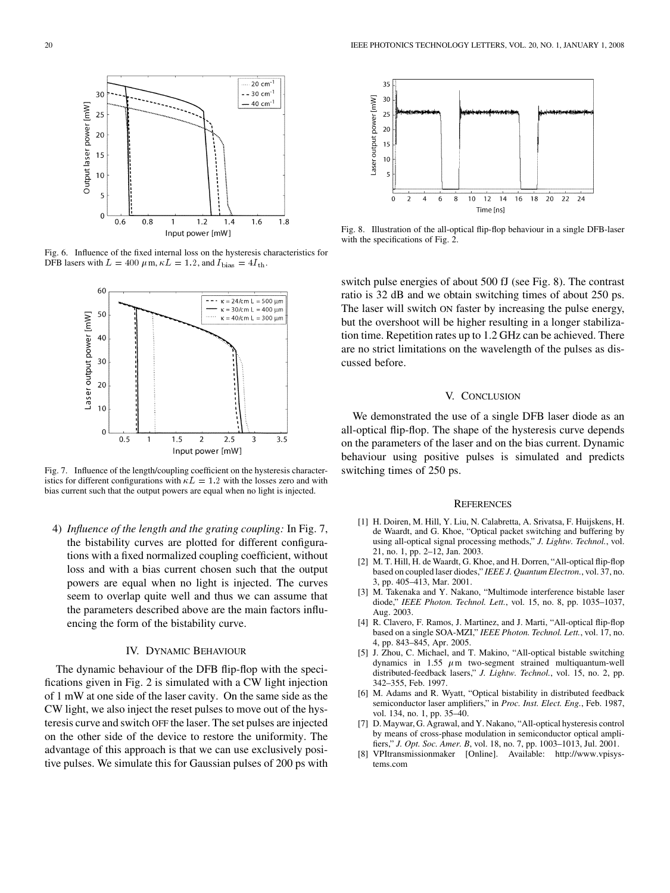Output laser power [mW]

30
25
20
15
10
5
0

0.6 0.8 1 1.2 1.4 1.6 1.8

Input power [mW]

20 cm$^{-1}$
30 cm$^{-1}$
40 cm$^{-1}$

Fig. 6. Influence of the fixed internal loss on the hysteresis characteristics for DFB lasers with $L = 400\ \mu$m, $\kappa L = 1.2$, and $I_{\rm bias} = 4I_{\rm th}$.

Laser output power [mW]

60
50
40
30
20
10
0

0.5 1 1.5 2 2.5 3 3.5

Input power [mW]

κ = 24/cm L = 500 μm
κ = 30/cm L = 400 μm
κ = 40/cm L = 300 μm

Fig. 7. Influence of the length/coupling coefficient on the hysteresis characteristics for different configurations with $\kappa L = 1.2$ with the losses zero and with bias current such that the output powers are equal when no light is injected.

4) *Influence of the length and the grating coupling:* In Fig. 7, the bistability curves are plotted for different configurations with a fixed normalized coupling coefficient, without loss and with a bias current chosen such that the output powers are equal when no light is injected. The curves seem to overlap quite well and thus we can assume that the parameters described above are the main factors influencing the form of the bistability curve.

## IV. Dynamic Behaviour

The dynamic behaviour of the DFB flip-flop with the specifications given in Fig. 2 is simulated with a CW light injection of 1 mW at one side of the laser cavity. On the same side as the CW light, we also inject the reset pulses to move out of the hysteresis curve and switch OFF the laser. The set pulses are injected on the other side of the device to restore the uniformity. The advantage of this approach is that we can use exclusively positive pulses. We simulate this for Gaussian pulses of 200 ps with switch pulse energies of about 500 fJ (see Fig. 8). The contrast ratio is 32 dB and we obtain switching times of about 250 ps. The laser will switch ON faster by increasing the pulse energy, but the overshoot will be higher resulting in a longer stabilization time. Repetition rates up to 1.2 GHz can be achieved. There are no strict limitations on the wavelength of the pulses as discussed before.

Laser output power [mW]

35
30
25
20
15
10
5

0 2 4 6 8 10 12 14 16 18 20 22 24

Time [ns]

Fig. 8. Illustration of the all-optical flip-flop behaviour in a single DFB-laser with the specifications of Fig. 2.

## V. Conclusion

We demonstrated the use of a single DFB laser diode as an all-optical flip-flop. The shape of the hysteresis curve depends on the parameters of the laser and on the bias current. Dynamic behaviour using positive pulses is simulated and predicts switching times of 250 ps.

## References

[1] H. Doiren, M. Hill, Y. Liu, N. Calabretta, A. Srivatsa, F. Huijskens, H. de Waardt, and G. Khoe, "Optical packet switching and buffering by using all-optical signal processing methods," *J. Lightw. Technol.*, vol. 21, no. 1, pp. 2–12, Jan. 2003.

[2] M. T. Hill, H. de Waardt, G. Khoe, and H. Dorren, "All-optical flip-flop based on coupled laser diodes," *IEEE J. Quantum Electron.*, vol. 37, no. 3, pp. 405–413, Mar. 2001.

[3] M. Takenaka and Y. Nakano, "Multimode interference bistable laser diode," *IEEE Photon. Technol. Lett.*, vol. 15, no. 8, pp. 1035–1037, Aug. 2003.

[4] R. Clavero, F. Ramos, J. Martinez, and J. Marti, "All-optical flip-flop based on a single SOA-MZI," *IEEE Photon. Technol. Lett.*, vol. 17, no. 4, pp. 843–845, Apr. 2005.

[5] J. Zhou, C. Michael, and T. Makino, "All-optical bistable switching dynamics in 1.55 $\mu$m two-segment strained multiquantum-well distributed-feedback lasers," *J. Lightw. Technol.*, vol. 15, no. 2, pp. 342–355, Feb. 1997.

[6] M. Adams and R. Wyatt, "Optical bistability in distributed feedback semiconductor laser amplifiers," in *Proc. Inst. Elect. Eng.*, Feb. 1987, vol. 134, no. 1, pp. 35–40.

[7] D. Maywar, G. Agrawal, and Y. Nakano, "All-optical hysteresis control by means of cross-phase modulation in semiconductor optical amplifiers," *J. Opt. Soc. Amer. B*, vol. 18, no. 7, pp. 1003–1013, Jul. 2001.

[8] VPItransmissionmaker [Online]. Available: http://www.vpisystems.com